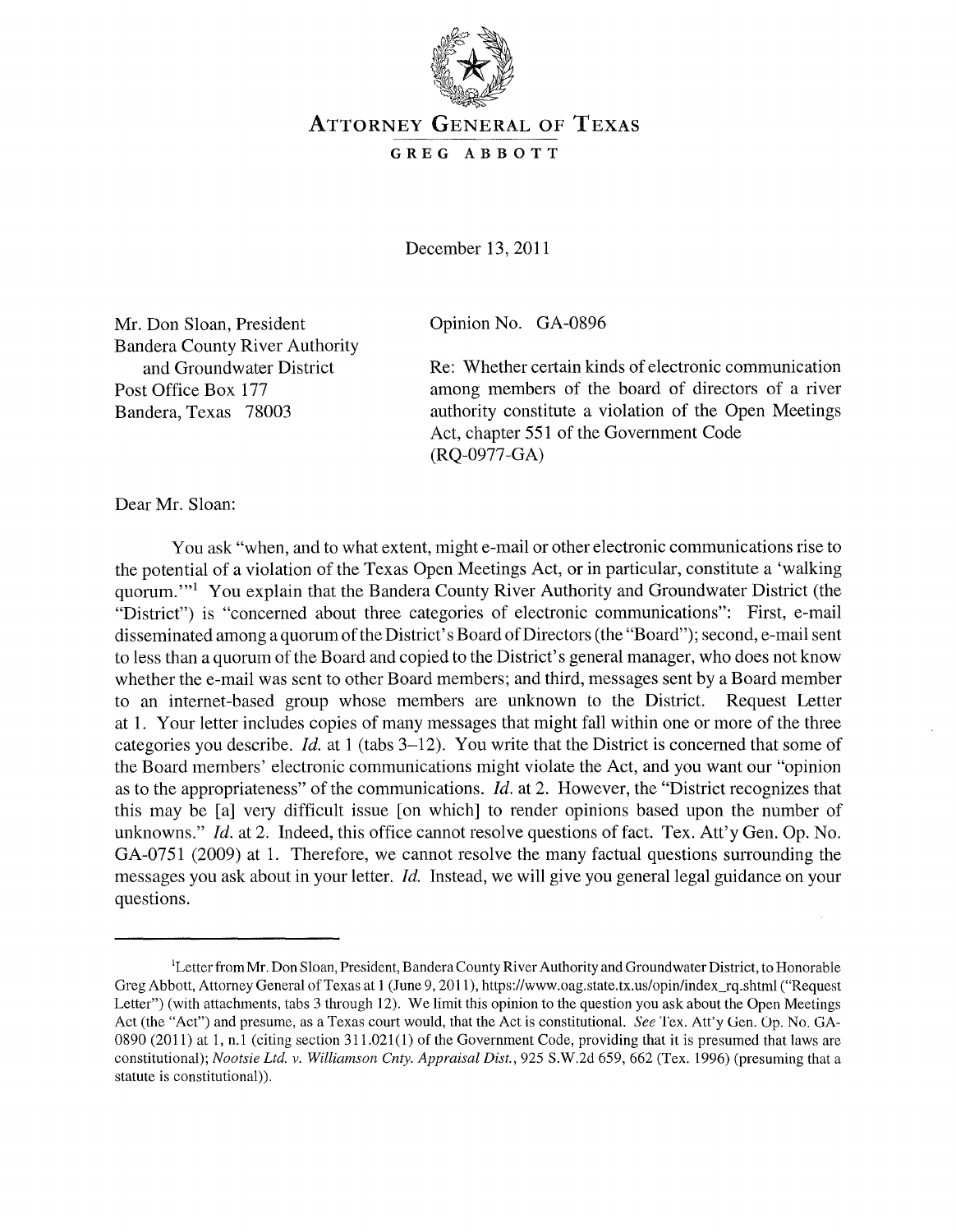# ATTORNEY GENERAL OF TEXAS

## GREG ABBOTT

December 13, 2011

Mr. Don Sloan, President
Bandera County River Authority
and Groundwater District
Post Office Box 177
Bandera, Texas 78003

Opinion No. GA-0896

Re: Whether certain kinds of electronic communication among members of the board of directors of a river authority constitute a violation of the Open Meetings Act, chapter 551 of the Government Code (RQ-0977-GA)

Dear Mr. Sloan:

You ask "when, and to what extent, might e-mail or other electronic communications rise to the potential of a violation of the Texas Open Meetings Act, or in particular, constitute a 'walking quorum.'"[1] You explain that the Bandera County River Authority and Groundwater District (the "District") is "concerned about three categories of electronic communications": First, e-mail disseminated among a quorum of the District's Board of Directors (the "Board"); second, e-mail sent to less than a quorum of the Board and copied to the District's general manager, who does not know whether the e-mail was sent to other Board members; and third, messages sent by a Board member to an internet-based group whose members are unknown to the District. Request Letter at 1. Your letter includes copies of many messages that might fall within one or more of the three categories you describe. *Id.* at 1 (tabs 3–12). You write that the District is concerned that some of the Board members' electronic communications might violate the Act, and you want our "opinion as to the appropriateness" of the communications. *Id.* at 2. However, the "District recognizes that this may be [a] very difficult issue [on which] to render opinions based upon the number of unknowns." *Id.* at 2. Indeed, this office cannot resolve questions of fact. Tex. Att'y Gen. Op. No. GA-0751 (2009) at 1. Therefore, we cannot resolve the many factual questions surrounding the messages you ask about in your letter. *Id.* Instead, we will give you general legal guidance on your questions.

---

[1]Letter from Mr. Don Sloan, President, Bandera County River Authority and Groundwater District, to Honorable Greg Abbott, Attorney General of Texas at 1 (June 9, 2011), https://www.oag.state.tx.us/opin/index_rq.shtml ("Request Letter") (with attachments, tabs 3 through 12). We limit this opinion to the question you ask about the Open Meetings Act (the "Act") and presume, as a Texas court would, that the Act is constitutional. *See* Tex. Att'y Gen. Op. No. GA-0890 (2011) at 1, n.1 (citing section 311.021(1) of the Government Code, providing that it is presumed that laws are constitutional); *Nootsie Ltd. v. Williamson Cnty. Appraisal Dist.*, 925 S.W.2d 659, 662 (Tex. 1996) (presuming that a statute is constitutional)).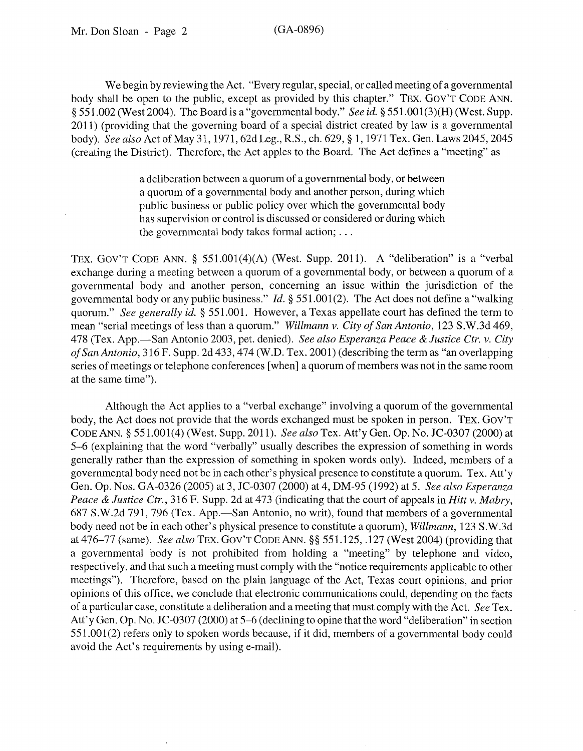We begin by reviewing the Act. "Every regular, special, or called meeting of a governmental body shall be open to the public, except as provided by this chapter." TEX. GOV'T CODE ANN. § 551.002 (West 2004). The Board is a "governmental body." *See id.* § 551.001(3)(H) (West. Supp. 2011) (providing that the governing board of a special district created by law is a governmental body). *See also* Act of May 31, 1971, 62d Leg., R.S., ch. 629, § 1, 1971 Tex. Gen. Laws 2045, 2045 (creating the District). Therefore, the Act apples to the Board. The Act defines a "meeting" as

> a deliberation between a quorum of a governmental body, or between a quorum of a governmental body and another person, during which public business or public policy over which the governmental body has supervision or control is discussed or considered or during which the governmental body takes formal action; . . .

TEX. GOV'T CODE ANN. § 551.001(4)(A) (West. Supp. 2011). A "deliberation" is a "verbal exchange during a meeting between a quorum of a governmental body, or between a quorum of a governmental body and another person, concerning an issue within the jurisdiction of the governmental body or any public business." *Id.* § 551.001(2). The Act does not define a "walking quorum." *See generally id.* § 551.001. However, a Texas appellate court has defined the term to mean "serial meetings of less than a quorum." *Willmann v. City of San Antonio*, 123 S.W.3d 469, 478 (Tex. App.—San Antonio 2003, pet. denied). *See also Esperanza Peace & Justice Ctr. v. City of San Antonio*, 316 F. Supp. 2d 433, 474 (W.D. Tex. 2001) (describing the term as "an overlapping series of meetings or telephone conferences [when] a quorum of members was not in the same room at the same time").

Although the Act applies to a "verbal exchange" involving a quorum of the governmental body, the Act does not provide that the words exchanged must be spoken in person. TEX. GOV'T CODE ANN. § 551.001(4) (West. Supp. 2011). *See also* Tex. Att'y Gen. Op. No. JC-0307 (2000) at 5–6 (explaining that the word "verbally" usually describes the expression of something in words generally rather than the expression of something in spoken words only). Indeed, members of a governmental body need not be in each other's physical presence to constitute a quorum. Tex. Att'y Gen. Op. Nos. GA-0326 (2005) at 3, JC-0307 (2000) at 4, DM-95 (1992) at 5. *See also Esperanza Peace & Justice Ctr.*, 316 F. Supp. 2d at 473 (indicating that the court of appeals in *Hitt v. Mabry*, 687 S.W.2d 791, 796 (Tex. App.—San Antonio, no writ), found that members of a governmental body need not be in each other's physical presence to constitute a quorum), *Willmann*, 123 S.W.3d at 476–77 (same). *See also* TEX. GOV'T CODE ANN. §§ 551.125, .127 (West 2004) (providing that a governmental body is not prohibited from holding a "meeting" by telephone and video, respectively, and that such a meeting must comply with the "notice requirements applicable to other meetings"). Therefore, based on the plain language of the Act, Texas court opinions, and prior opinions of this office, we conclude that electronic communications could, depending on the facts of a particular case, constitute a deliberation and a meeting that must comply with the Act. *See* Tex. Att'y Gen. Op. No. JC-0307 (2000) at 5–6 (declining to opine that the word "deliberation" in section 551.001(2) refers only to spoken words because, if it did, members of a governmental body could avoid the Act's requirements by using e-mail).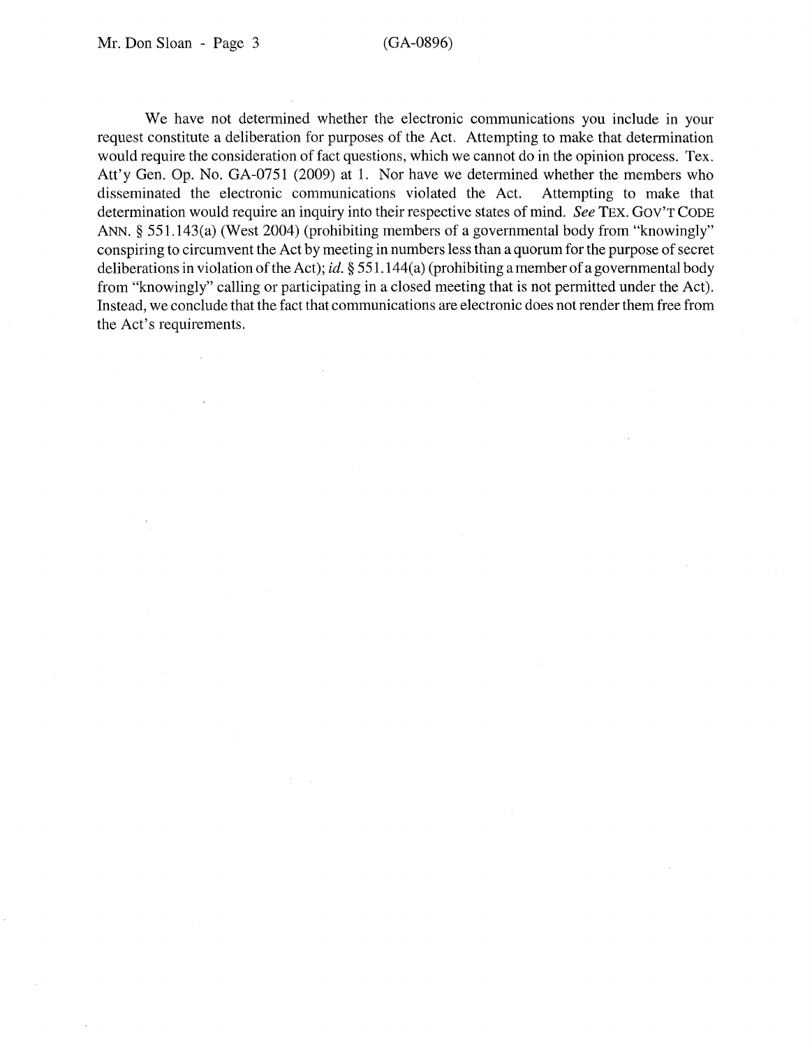We have not determined whether the electronic communications you include in your request constitute a deliberation for purposes of the Act. Attempting to make that determination would require the consideration of fact questions, which we cannot do in the opinion process. Tex. Att'y Gen. Op. No. GA-0751 (2009) at 1. Nor have we determined whether the members who disseminated the electronic communications violated the Act. Attempting to make that determination would require an inquiry into their respective states of mind. *See* TEX. GOV'T CODE ANN. § 551.143(a) (West 2004) (prohibiting members of a governmental body from "knowingly" conspiring to circumvent the Act by meeting in numbers less than a quorum for the purpose of secret deliberations in violation of the Act); *id.* § 551.144(a) (prohibiting a member of a governmental body from "knowingly" calling or participating in a closed meeting that is not permitted under the Act). Instead, we conclude that the fact that communications are electronic does not render them free from the Act's requirements.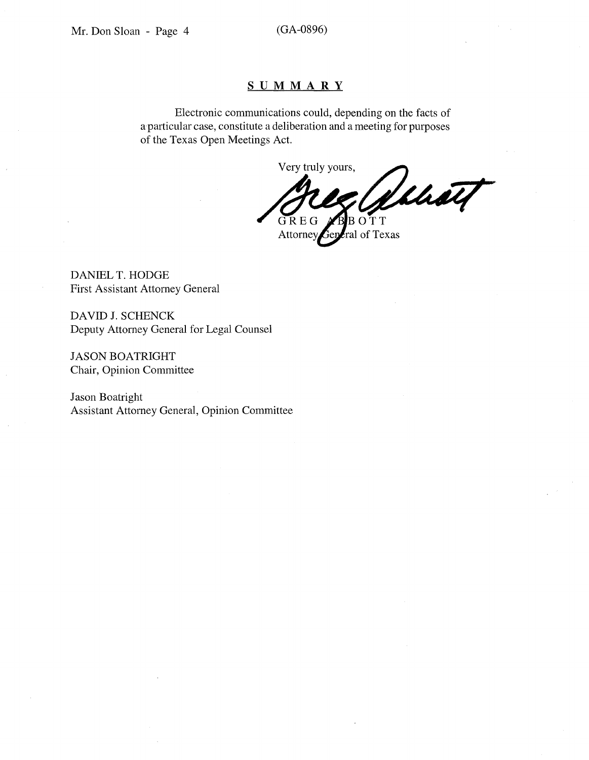## SUMMARY

Electronic communications could, depending on the facts of a particular case, constitute a deliberation and a meeting for purposes of the Texas Open Meetings Act.

Very truly yours,

GREG ABBOTT
Attorney General of Texas

DANIEL T. HODGE
First Assistant Attorney General

DAVID J. SCHENCK
Deputy Attorney General for Legal Counsel

JASON BOATRIGHT
Chair, Opinion Committee

Jason Boatright
Assistant Attorney General, Opinion Committee